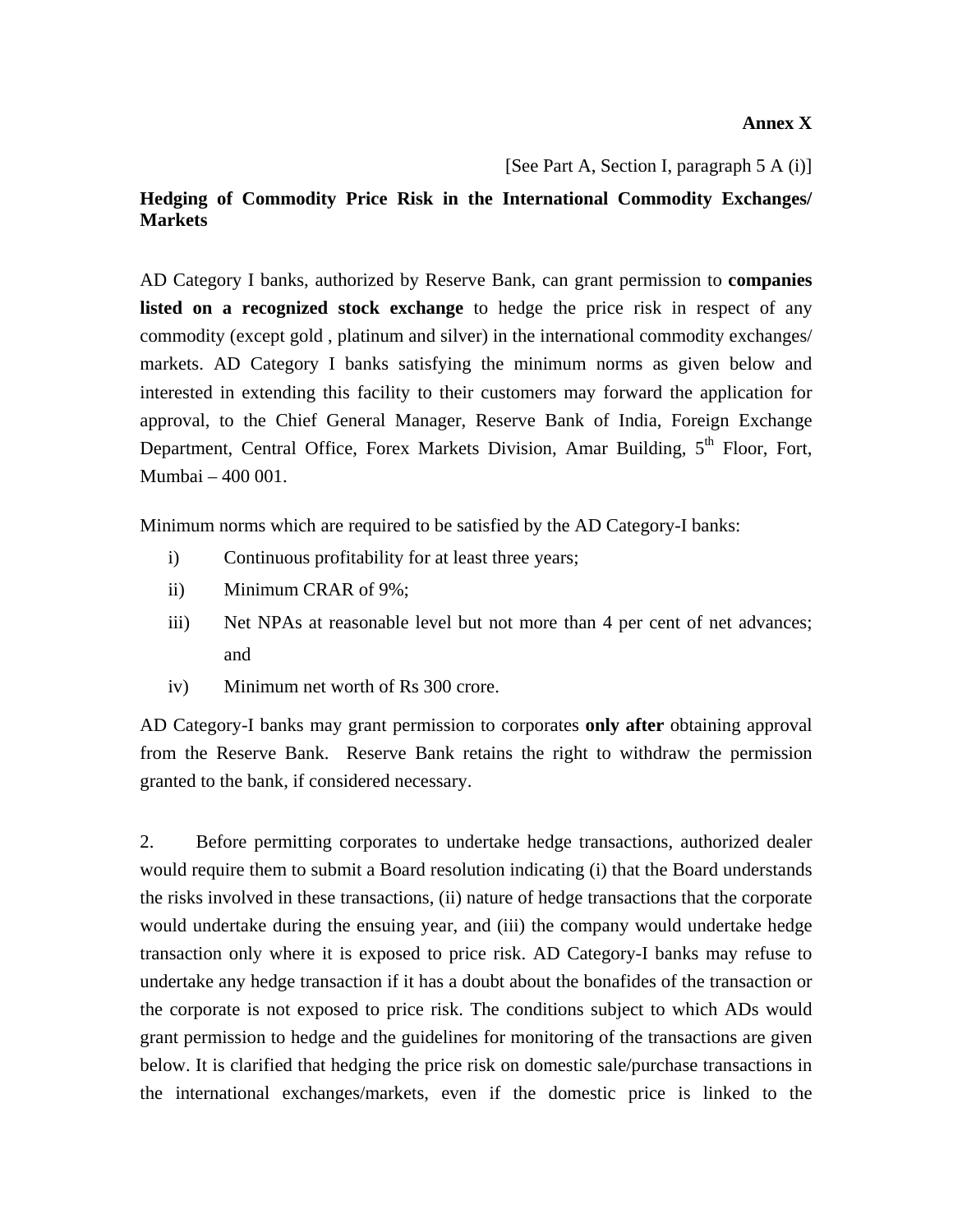**Annex X**

[See Part A, Section I, paragraph 5 A (i)]

**Hedging of Commodity Price Risk in the International Commodity Exchanges/ Markets**

AD Category I banks, authorized by Reserve Bank, can grant permission to **companies listed on a recognized stock exchange** to hedge the price risk in respect of any commodity (except gold , platinum and silver) in the international commodity exchanges/ markets. AD Category I banks satisfying the minimum norms as given below and interested in extending this facility to their customers may forward the application for approval, to the Chief General Manager, Reserve Bank of India, Foreign Exchange Department, Central Office, Forex Markets Division, Amar Building, 5th Floor, Fort, Mumbai – 400 001.

Minimum norms which are required to be satisfied by the AD Category-I banks:

i) Continuous profitability for at least three years;

ii) Minimum CRAR of 9%;

iii) Net NPAs at reasonable level but not more than 4 per cent of net advances; and

iv) Minimum net worth of Rs 300 crore.

AD Category-I banks may grant permission to corporates **only after** obtaining approval from the Reserve Bank. Reserve Bank retains the right to withdraw the permission granted to the bank, if considered necessary.

2. Before permitting corporates to undertake hedge transactions, authorized dealer would require them to submit a Board resolution indicating (i) that the Board understands the risks involved in these transactions, (ii) nature of hedge transactions that the corporate would undertake during the ensuing year, and (iii) the company would undertake hedge transaction only where it is exposed to price risk. AD Category-I banks may refuse to undertake any hedge transaction if it has a doubt about the bonafides of the transaction or the corporate is not exposed to price risk. The conditions subject to which ADs would grant permission to hedge and the guidelines for monitoring of the transactions are given below. It is clarified that hedging the price risk on domestic sale/purchase transactions in the international exchanges/markets, even if the domestic price is linked to the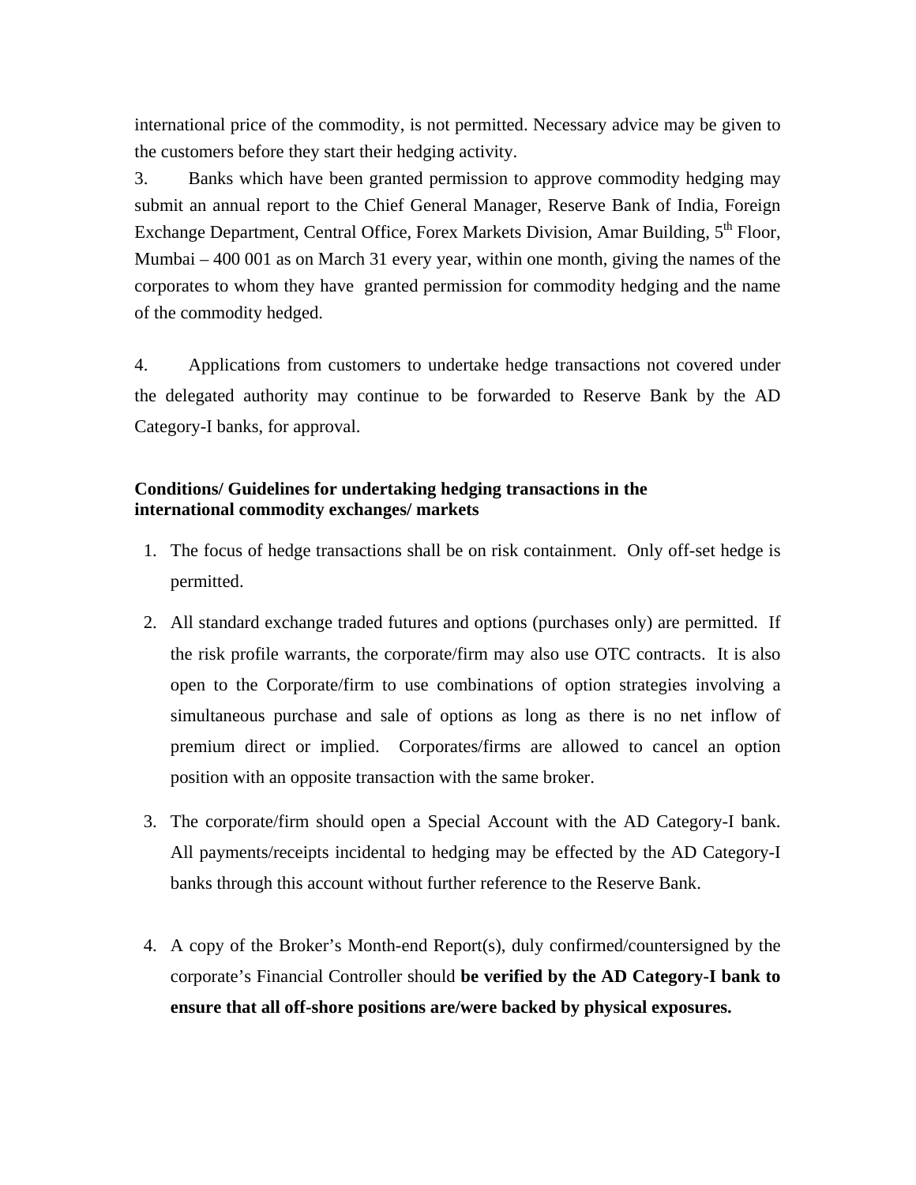international price of the commodity, is not permitted. Necessary advice may be given to the customers before they start their hedging activity.

3. Banks which have been granted permission to approve commodity hedging may submit an annual report to the Chief General Manager, Reserve Bank of India, Foreign Exchange Department, Central Office, Forex Markets Division, Amar Building, 5th Floor, Mumbai – 400 001 as on March 31 every year, within one month, giving the names of the corporates to whom they have granted permission for commodity hedging and the name of the commodity hedged.

4. Applications from customers to undertake hedge transactions not covered under the delegated authority may continue to be forwarded to Reserve Bank by the AD Category-I banks, for approval.

**Conditions/ Guidelines for undertaking hedging transactions in the international commodity exchanges/ markets**

1. The focus of hedge transactions shall be on risk containment. Only off-set hedge is permitted.
2. All standard exchange traded futures and options (purchases only) are permitted. If the risk profile warrants, the corporate/firm may also use OTC contracts. It is also open to the Corporate/firm to use combinations of option strategies involving a simultaneous purchase and sale of options as long as there is no net inflow of premium direct or implied. Corporates/firms are allowed to cancel an option position with an opposite transaction with the same broker.
3. The corporate/firm should open a Special Account with the AD Category-I bank. All payments/receipts incidental to hedging may be effected by the AD Category-I banks through this account without further reference to the Reserve Bank.
4. A copy of the Broker's Month-end Report(s), duly confirmed/countersigned by the corporate's Financial Controller should **be verified by the AD Category-I bank to ensure that all off-shore positions are/were backed by physical exposures.**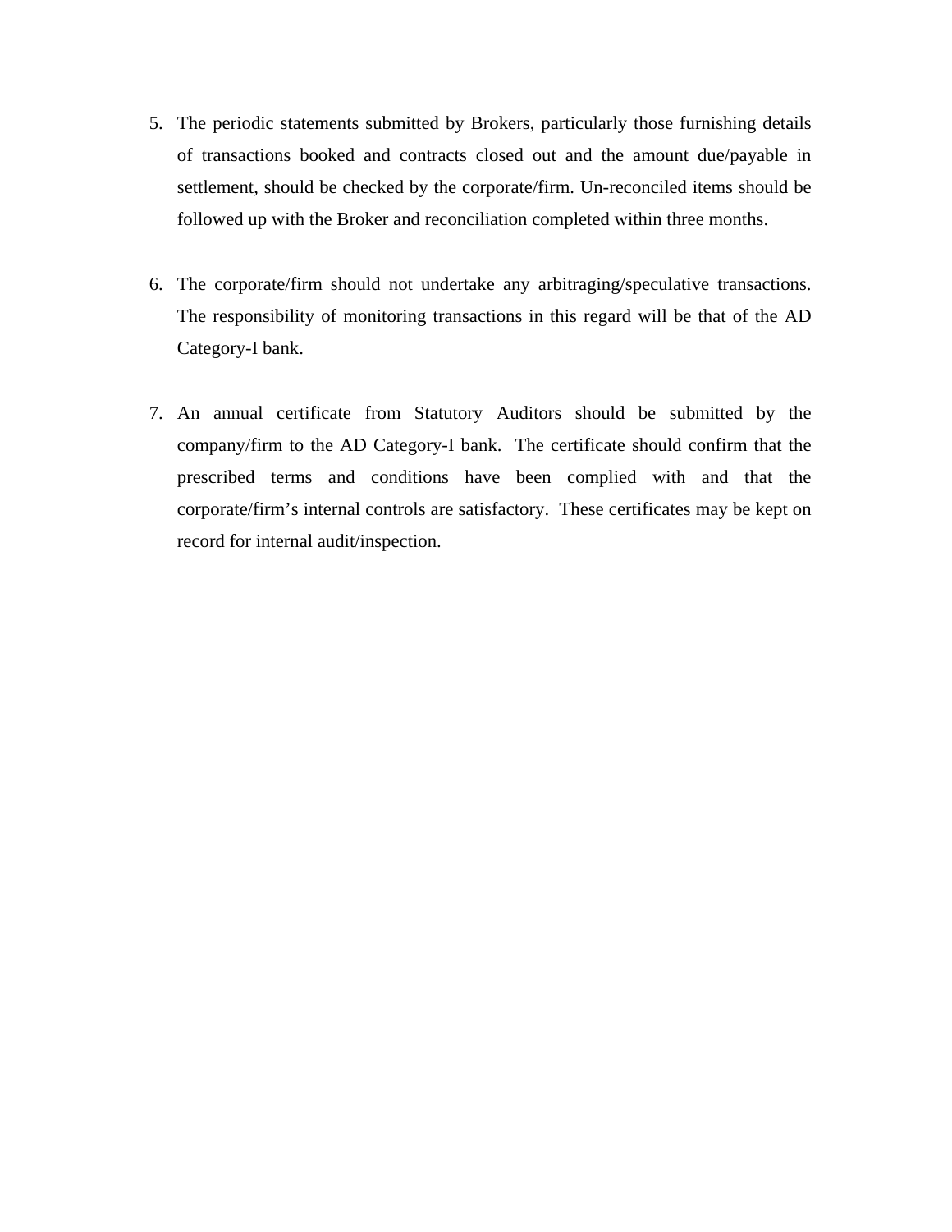5. The periodic statements submitted by Brokers, particularly those furnishing details of transactions booked and contracts closed out and the amount due/payable in settlement, should be checked by the corporate/firm. Un-reconciled items should be followed up with the Broker and reconciliation completed within three months.

6. The corporate/firm should not undertake any arbitraging/speculative transactions. The responsibility of monitoring transactions in this regard will be that of the AD Category-I bank.

7. An annual certificate from Statutory Auditors should be submitted by the company/firm to the AD Category-I bank. The certificate should confirm that the prescribed terms and conditions have been complied with and that the corporate/firm's internal controls are satisfactory. These certificates may be kept on record for internal audit/inspection.